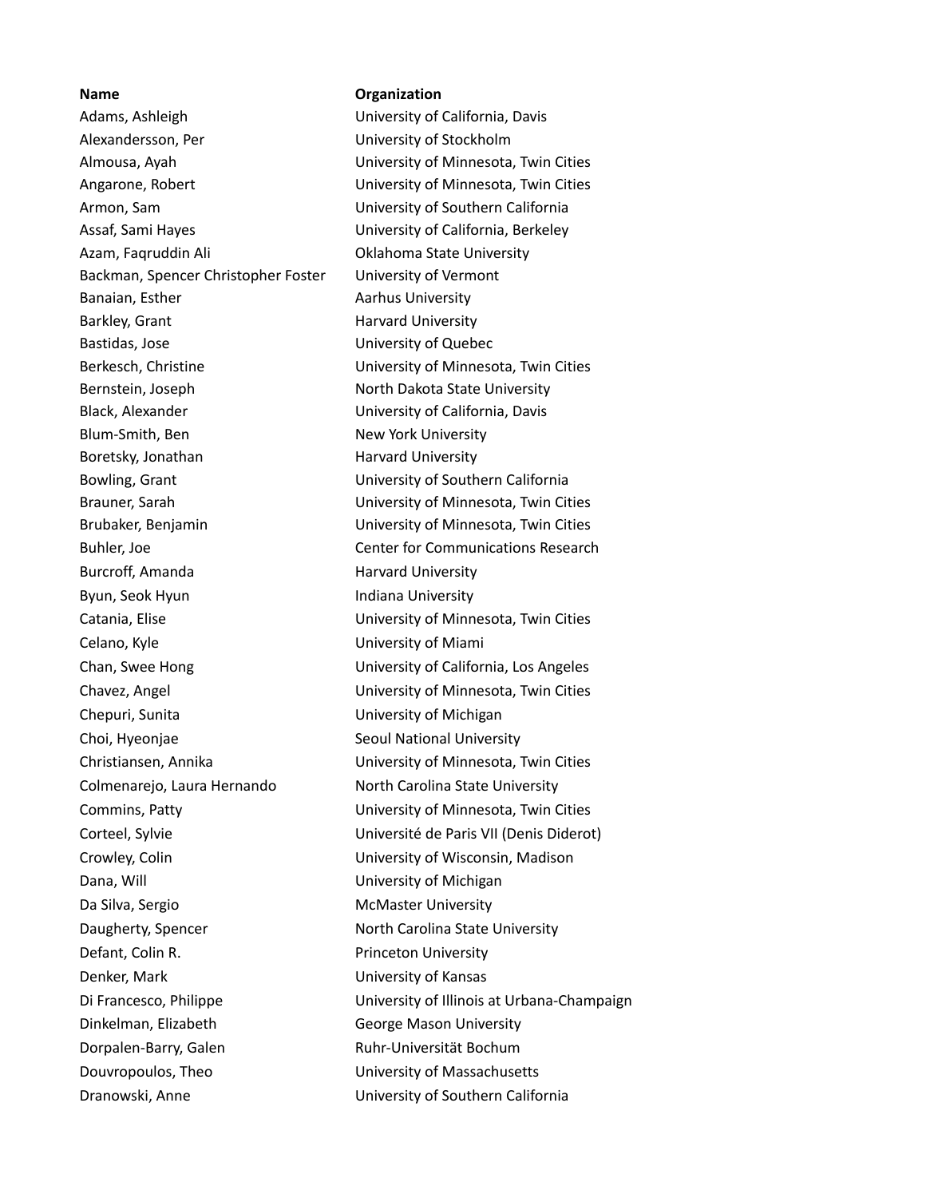| Name | Organization |
| --- | --- |
| Adams, Ashleigh | University of California, Davis |
| Alexandersson, Per | University of Stockholm |
| Almousa, Ayah | University of Minnesota, Twin Cities |
| Angarone, Robert | University of Minnesota, Twin Cities |
| Armon, Sam | University of Southern California |
| Assaf, Sami Hayes | University of California, Berkeley |
| Azam, Faqruddin Ali | Oklahoma State University |
| Backman, Spencer Christopher Foster | University of Vermont |
| Banaian, Esther | Aarhus University |
| Barkley, Grant | Harvard University |
| Bastidas, Jose | University of Quebec |
| Berkesch, Christine | University of Minnesota, Twin Cities |
| Bernstein, Joseph | North Dakota State University |
| Black, Alexander | University of California, Davis |
| Blum-Smith, Ben | New York University |
| Boretsky, Jonathan | Harvard University |
| Bowling, Grant | University of Southern California |
| Brauner, Sarah | University of Minnesota, Twin Cities |
| Brubaker, Benjamin | University of Minnesota, Twin Cities |
| Buhler, Joe | Center for Communications Research |
| Burcroff, Amanda | Harvard University |
| Byun, Seok Hyun | Indiana University |
| Catania, Elise | University of Minnesota, Twin Cities |
| Celano, Kyle | University of Miami |
| Chan, Swee Hong | University of California, Los Angeles |
| Chavez, Angel | University of Minnesota, Twin Cities |
| Chepuri, Sunita | University of Michigan |
| Choi, Hyeonjae | Seoul National University |
| Christiansen, Annika | University of Minnesota, Twin Cities |
| Colmenarejo, Laura Hernando | North Carolina State University |
| Commins, Patty | University of Minnesota, Twin Cities |
| Corteel, Sylvie | Université de Paris VII (Denis Diderot) |
| Crowley, Colin | University of Wisconsin, Madison |
| Dana, Will | University of Michigan |
| Da Silva, Sergio | McMaster University |
| Daugherty, Spencer | North Carolina State University |
| Defant, Colin R. | Princeton University |
| Denker, Mark | University of Kansas |
| Di Francesco, Philippe | University of Illinois at Urbana-Champaign |
| Dinkelman, Elizabeth | George Mason University |
| Dorpalen-Barry, Galen | Ruhr-Universität Bochum |
| Douvropoulos, Theo | University of Massachusetts |
| Dranowski, Anne | University of Southern California |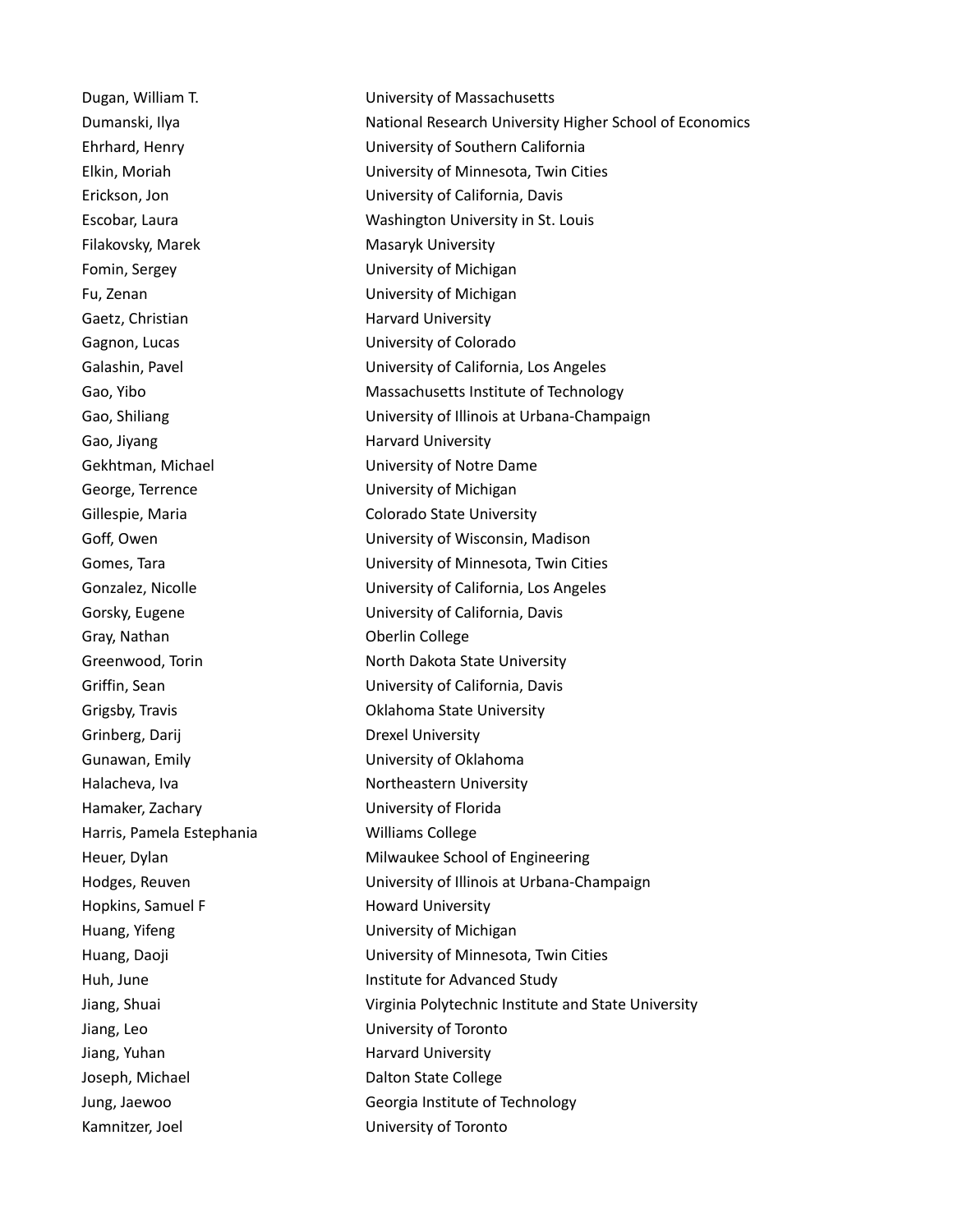| | |
|---|---|
| Dugan, William T. | University of Massachusetts |
| Dumanski, Ilya | National Research University Higher School of Economics |
| Ehrhard, Henry | University of Southern California |
| Elkin, Moriah | University of Minnesota, Twin Cities |
| Erickson, Jon | University of California, Davis |
| Escobar, Laura | Washington University in St. Louis |
| Filakovsky, Marek | Masaryk University |
| Fomin, Sergey | University of Michigan |
| Fu, Zenan | University of Michigan |
| Gaetz, Christian | Harvard University |
| Gagnon, Lucas | University of Colorado |
| Galashin, Pavel | University of California, Los Angeles |
| Gao, Yibo | Massachusetts Institute of Technology |
| Gao, Shiliang | University of Illinois at Urbana-Champaign |
| Gao, Jiyang | Harvard University |
| Gekhtman, Michael | University of Notre Dame |
| George, Terrence | University of Michigan |
| Gillespie, Maria | Colorado State University |
| Goff, Owen | University of Wisconsin, Madison |
| Gomes, Tara | University of Minnesota, Twin Cities |
| Gonzalez, Nicolle | University of California, Los Angeles |
| Gorsky, Eugene | University of California, Davis |
| Gray, Nathan | Oberlin College |
| Greenwood, Torin | North Dakota State University |
| Griffin, Sean | University of California, Davis |
| Grigsby, Travis | Oklahoma State University |
| Grinberg, Darij | Drexel University |
| Gunawan, Emily | University of Oklahoma |
| Halacheva, Iva | Northeastern University |
| Hamaker, Zachary | University of Florida |
| Harris, Pamela Estephania | Williams College |
| Heuer, Dylan | Milwaukee School of Engineering |
| Hodges, Reuven | University of Illinois at Urbana-Champaign |
| Hopkins, Samuel F | Howard University |
| Huang, Yifeng | University of Michigan |
| Huang, Daoji | University of Minnesota, Twin Cities |
| Huh, June | Institute for Advanced Study |
| Jiang, Shuai | Virginia Polytechnic Institute and State University |
| Jiang, Leo | University of Toronto |
| Jiang, Yuhan | Harvard University |
| Joseph, Michael | Dalton State College |
| Jung, Jaewoo | Georgia Institute of Technology |
| Kamnitzer, Joel | University of Toronto |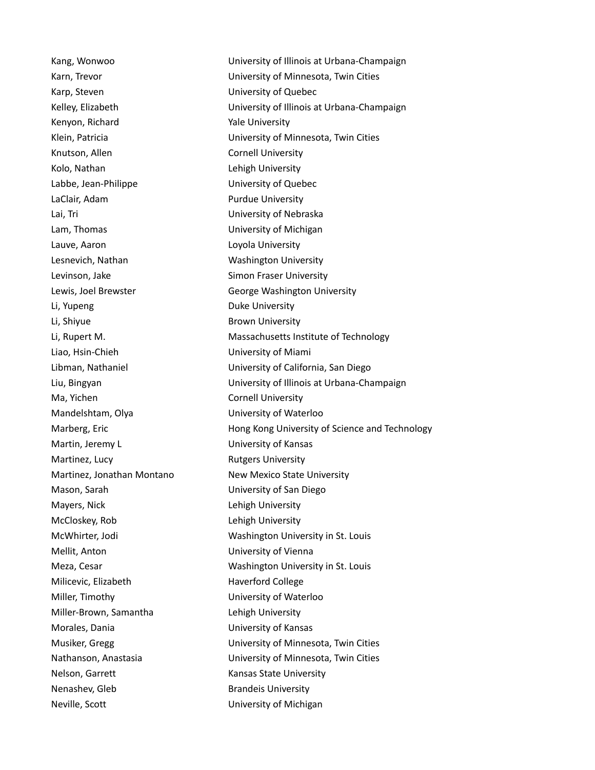| | |
|---|---|
| Kang, Wonwoo | University of Illinois at Urbana-Champaign |
| Karn, Trevor | University of Minnesota, Twin Cities |
| Karp, Steven | University of Quebec |
| Kelley, Elizabeth | University of Illinois at Urbana-Champaign |
| Kenyon, Richard | Yale University |
| Klein, Patricia | University of Minnesota, Twin Cities |
| Knutson, Allen | Cornell University |
| Kolo, Nathan | Lehigh University |
| Labbe, Jean-Philippe | University of Quebec |
| LaClair, Adam | Purdue University |
| Lai, Tri | University of Nebraska |
| Lam, Thomas | University of Michigan |
| Lauve, Aaron | Loyola University |
| Lesnevich, Nathan | Washington University |
| Levinson, Jake | Simon Fraser University |
| Lewis, Joel Brewster | George Washington University |
| Li, Yupeng | Duke University |
| Li, Shiyue | Brown University |
| Li, Rupert M. | Massachusetts Institute of Technology |
| Liao, Hsin-Chieh | University of Miami |
| Libman, Nathaniel | University of California, San Diego |
| Liu, Bingyan | University of Illinois at Urbana-Champaign |
| Ma, Yichen | Cornell University |
| Mandelshtam, Olya | University of Waterloo |
| Marberg, Eric | Hong Kong University of Science and Technology |
| Martin, Jeremy L | University of Kansas |
| Martinez, Lucy | Rutgers University |
| Martinez, Jonathan Montano | New Mexico State University |
| Mason, Sarah | University of San Diego |
| Mayers, Nick | Lehigh University |
| McCloskey, Rob | Lehigh University |
| McWhirter, Jodi | Washington University in St. Louis |
| Mellit, Anton | University of Vienna |
| Meza, Cesar | Washington University in St. Louis |
| Milicevic, Elizabeth | Haverford College |
| Miller, Timothy | University of Waterloo |
| Miller-Brown, Samantha | Lehigh University |
| Morales, Dania | University of Kansas |
| Musiker, Gregg | University of Minnesota, Twin Cities |
| Nathanson, Anastasia | University of Minnesota, Twin Cities |
| Nelson, Garrett | Kansas State University |
| Nenashev, Gleb | Brandeis University |
| Neville, Scott | University of Michigan |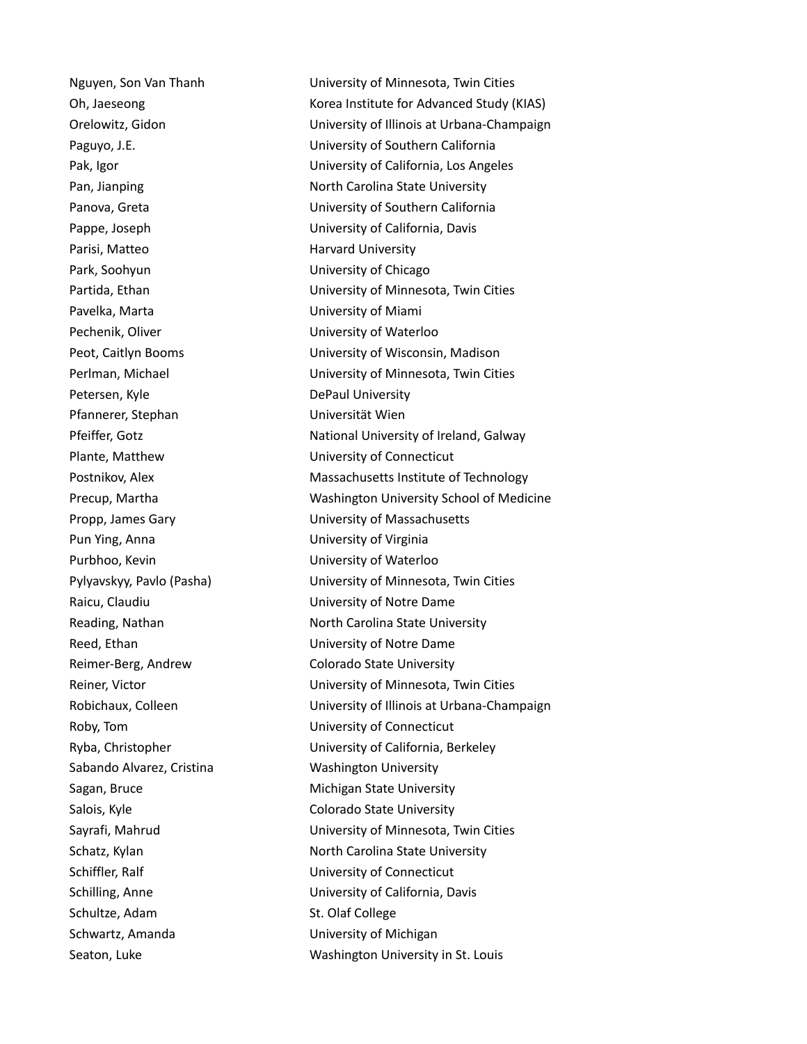| | |
|---|---|
| Nguyen, Son Van Thanh | University of Minnesota, Twin Cities |
| Oh, Jaeseong | Korea Institute for Advanced Study (KIAS) |
| Orelowitz, Gidon | University of Illinois at Urbana-Champaign |
| Paguyo, J.E. | University of Southern California |
| Pak, Igor | University of California, Los Angeles |
| Pan, Jianping | North Carolina State University |
| Panova, Greta | University of Southern California |
| Pappe, Joseph | University of California, Davis |
| Parisi, Matteo | Harvard University |
| Park, Soohyun | University of Chicago |
| Partida, Ethan | University of Minnesota, Twin Cities |
| Pavelka, Marta | University of Miami |
| Pechenik, Oliver | University of Waterloo |
| Peot, Caitlyn Booms | University of Wisconsin, Madison |
| Perlman, Michael | University of Minnesota, Twin Cities |
| Petersen, Kyle | DePaul University |
| Pfannerer, Stephan | Universität Wien |
| Pfeiffer, Gotz | National University of Ireland, Galway |
| Plante, Matthew | University of Connecticut |
| Postnikov, Alex | Massachusetts Institute of Technology |
| Precup, Martha | Washington University School of Medicine |
| Propp, James Gary | University of Massachusetts |
| Pun Ying, Anna | University of Virginia |
| Purbhoo, Kevin | University of Waterloo |
| Pylyavskyy, Pavlo (Pasha) | University of Minnesota, Twin Cities |
| Raicu, Claudiu | University of Notre Dame |
| Reading, Nathan | North Carolina State University |
| Reed, Ethan | University of Notre Dame |
| Reimer-Berg, Andrew | Colorado State University |
| Reiner, Victor | University of Minnesota, Twin Cities |
| Robichaux, Colleen | University of Illinois at Urbana-Champaign |
| Roby, Tom | University of Connecticut |
| Ryba, Christopher | University of California, Berkeley |
| Sabando Alvarez, Cristina | Washington University |
| Sagan, Bruce | Michigan State University |
| Salois, Kyle | Colorado State University |
| Sayrafi, Mahrud | University of Minnesota, Twin Cities |
| Schatz, Kylan | North Carolina State University |
| Schiffler, Ralf | University of Connecticut |
| Schilling, Anne | University of California, Davis |
| Schultze, Adam | St. Olaf College |
| Schwartz, Amanda | University of Michigan |
| Seaton, Luke | Washington University in St. Louis |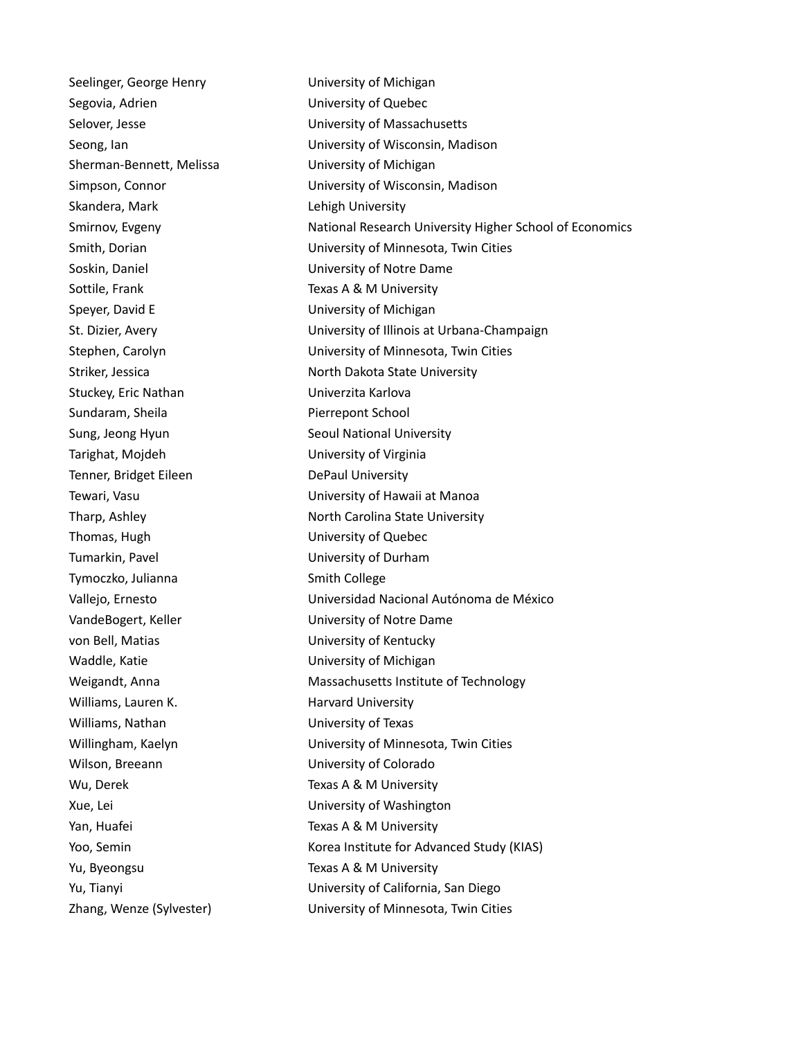| | |
|---|---|
| Seelinger, George Henry | University of Michigan |
| Segovia, Adrien | University of Quebec |
| Selover, Jesse | University of Massachusetts |
| Seong, Ian | University of Wisconsin, Madison |
| Sherman-Bennett, Melissa | University of Michigan |
| Simpson, Connor | University of Wisconsin, Madison |
| Skandera, Mark | Lehigh University |
| Smirnov, Evgeny | National Research University Higher School of Economics |
| Smith, Dorian | University of Minnesota, Twin Cities |
| Soskin, Daniel | University of Notre Dame |
| Sottile, Frank | Texas A & M University |
| Speyer, David E | University of Michigan |
| St. Dizier, Avery | University of Illinois at Urbana-Champaign |
| Stephen, Carolyn | University of Minnesota, Twin Cities |
| Striker, Jessica | North Dakota State University |
| Stuckey, Eric Nathan | Univerzita Karlova |
| Sundaram, Sheila | Pierrepont School |
| Sung, Jeong Hyun | Seoul National University |
| Tarighat, Mojdeh | University of Virginia |
| Tenner, Bridget Eileen | DePaul University |
| Tewari, Vasu | University of Hawaii at Manoa |
| Tharp, Ashley | North Carolina State University |
| Thomas, Hugh | University of Quebec |
| Tumarkin, Pavel | University of Durham |
| Tymoczko, Julianna | Smith College |
| Vallejo, Ernesto | Universidad Nacional Autónoma de México |
| VandeBogert, Keller | University of Notre Dame |
| von Bell, Matias | University of Kentucky |
| Waddle, Katie | University of Michigan |
| Weigandt, Anna | Massachusetts Institute of Technology |
| Williams, Lauren K. | Harvard University |
| Williams, Nathan | University of Texas |
| Willingham, Kaelyn | University of Minnesota, Twin Cities |
| Wilson, Breeann | University of Colorado |
| Wu, Derek | Texas A & M University |
| Xue, Lei | University of Washington |
| Yan, Huafei | Texas A & M University |
| Yoo, Semin | Korea Institute for Advanced Study (KIAS) |
| Yu, Byeongsu | Texas A & M University |
| Yu, Tianyi | University of California, San Diego |
| Zhang, Wenze (Sylvester) | University of Minnesota, Twin Cities |